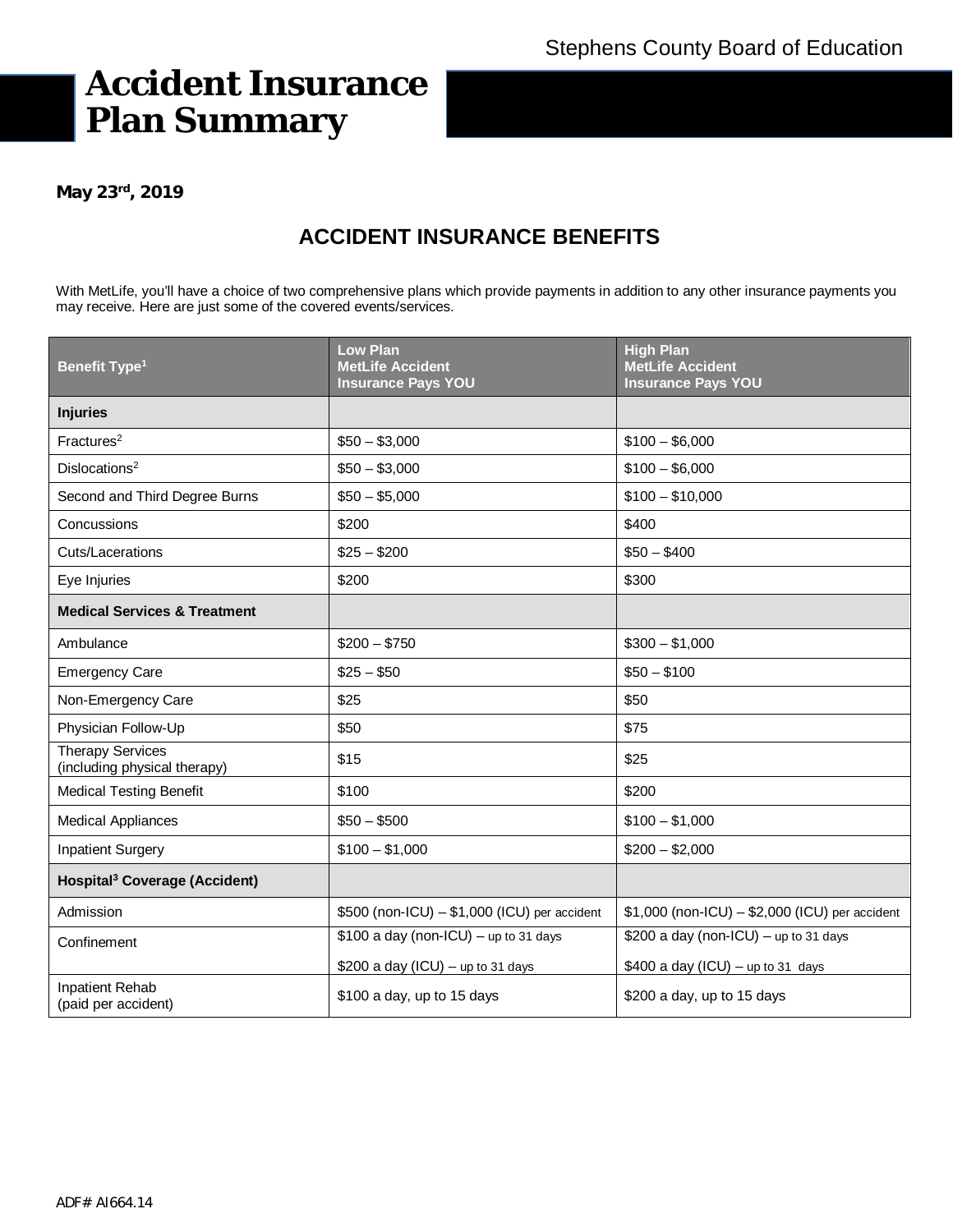Stephens County Board of Education

# Accident Insurance Plan Summary

**May 23rd, 2019**

## ACCIDENT INSURANCE BENEFITS

With MetLife, you'll have a choice of two comprehensive plans which provide payments in addition to any other insurance payments you may receive. Here are just some of the covered events/services.

| Benefit Type[1] | Low Plan MetLife Accident Insurance Pays YOU | High Plan MetLife Accident Insurance Pays YOU |
|---|---|---|
| **Injuries** | | |
| Fractures[2] | $50 – $3,000 | $100 – $6,000 |
| Dislocations[2] | $50 – $3,000 | $100 – $6,000 |
| Second and Third Degree Burns | $50 – $5,000 | $100 – $10,000 |
| Concussions | $200 | $400 |
| Cuts/Lacerations | $25 – $200 | $50 – $400 |
| Eye Injuries | $200 | $300 |
| **Medical Services & Treatment** | | |
| Ambulance | $200 – $750 | $300 – $1,000 |
| Emergency Care | $25 – $50 | $50 – $100 |
| Non-Emergency Care | $25 | $50 |
| Physician Follow-Up | $50 | $75 |
| Therapy Services (including physical therapy) | $15 | $25 |
| Medical Testing Benefit | $100 | $200 |
| Medical Appliances | $50 – $500 | $100 – $1,000 |
| Inpatient Surgery | $100 – $1,000 | $200 – $2,000 |
| **Hospital[3] Coverage (Accident)** | | |
| Admission | $500 (non-ICU) – $1,000 (ICU) per accident | $1,000 (non-ICU) – $2,000 (ICU) per accident |
| Confinement | $100 a day (non-ICU) – up to 31 days<br>$200 a day (ICU) – up to 31 days | $200 a day (non-ICU) – up to 31 days<br>$400 a day (ICU) – up to 31 days |
| Inpatient Rehab (paid per accident) | $100 a day, up to 15 days | $200 a day, up to 15 days |

ADF# AI664.14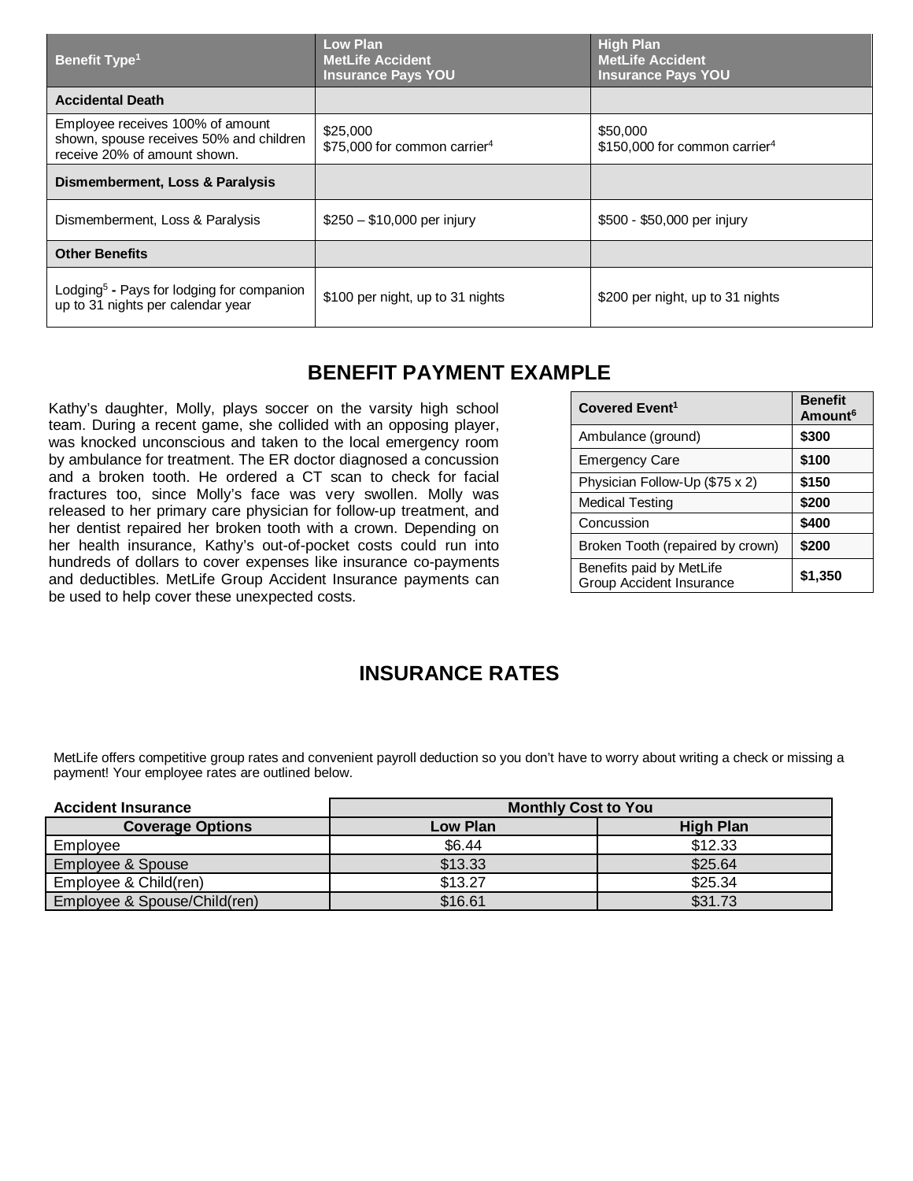| Benefit Type[1] | Low Plan MetLife Accident Insurance Pays YOU | High Plan MetLife Accident Insurance Pays YOU |
|---|---|---|
| **Accidental Death** | | |
| Employee receives 100% of amount shown, spouse receives 50% and children receive 20% of amount shown. | $25,000<br>$75,000 for common carrier[4] | $50,000<br>$150,000 for common carrier[4] |
| **Dismemberment, Loss & Paralysis** | | |
| Dismemberment, Loss & Paralysis | $250 – $10,000 per injury | $500 - $50,000 per injury |
| **Other Benefits** | | |
| Lodging[5] **-** Pays for lodging for companion up to 31 nights per calendar year | $100 per night, up to 31 nights | $200 per night, up to 31 nights |

## BENEFIT PAYMENT EXAMPLE

Kathy's daughter, Molly, plays soccer on the varsity high school team. During a recent game, she collided with an opposing player, was knocked unconscious and taken to the local emergency room by ambulance for treatment. The ER doctor diagnosed a concussion and a broken tooth. He ordered a CT scan to check for facial fractures too, since Molly's face was very swollen. Molly was released to her primary care physician for follow-up treatment, and her dentist repaired her broken tooth with a crown. Depending on her health insurance, Kathy's out-of-pocket costs could run into hundreds of dollars to cover expenses like insurance co-payments and deductibles. MetLife Group Accident Insurance payments can be used to help cover these unexpected costs.

| Covered Event[1] | Benefit Amount[6] |
|---|---|
| Ambulance (ground) | **$300** |
| Emergency Care | **$100** |
| Physician Follow-Up ($75 x 2) | **$150** |
| Medical Testing | **$200** |
| Concussion | **$400** |
| Broken Tooth (repaired by crown) | **$200** |
| Benefits paid by MetLife Group Accident Insurance | **$1,350** |

## INSURANCE RATES

MetLife offers competitive group rates and convenient payroll deduction so you don't have to worry about writing a check or missing a payment! Your employee rates are outlined below.

| **Accident Insurance** | **Monthly Cost to You** | |
|---|---|---|
| **Coverage Options** | **Low Plan** | **High Plan** |
| Employee | $6.44 | $12.33 |
| Employee & Spouse | $13.33 | $25.64 |
| Employee & Child(ren) | $13.27 | $25.34 |
| Employee & Spouse/Child(ren) | $16.61 | $31.73 |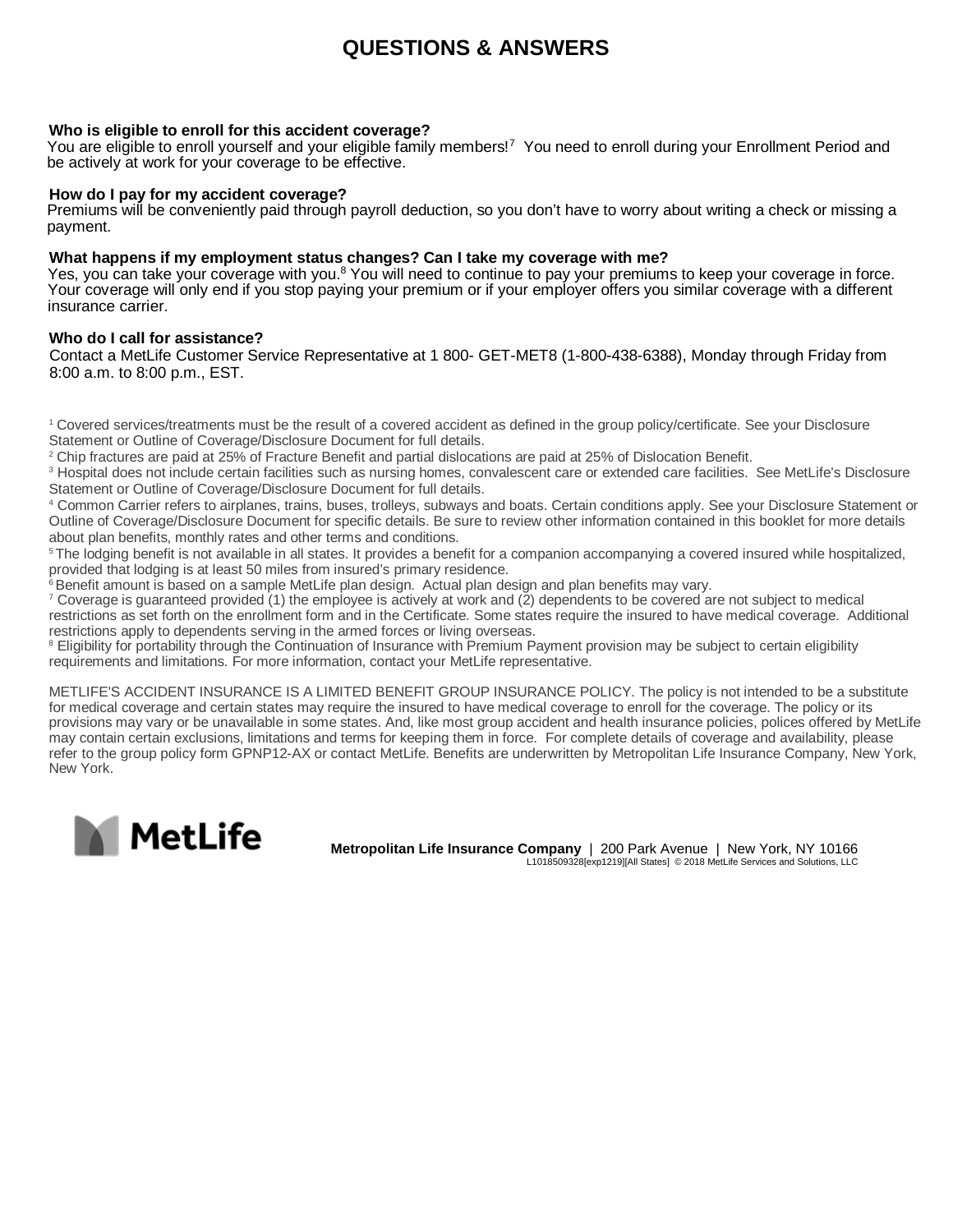# QUESTIONS & ANSWERS

**Who is eligible to enroll for this accident coverage?**
You are eligible to enroll yourself and your eligible family members![7] You need to enroll during your Enrollment Period and be actively at work for your coverage to be effective.

**How do I pay for my accident coverage?**
Premiums will be conveniently paid through payroll deduction, so you don't have to worry about writing a check or missing a payment.

**What happens if my employment status changes? Can I take my coverage with me?**
Yes, you can take your coverage with you.[8] You will need to continue to pay your premiums to keep your coverage in force. Your coverage will only end if you stop paying your premium or if your employer offers you similar coverage with a different insurance carrier.

**Who do I call for assistance?**
Contact a MetLife Customer Service Representative at 1 800- GET-MET8 (1-800-438-6388), Monday through Friday from 8:00 a.m. to 8:00 p.m., EST.

[1] Covered services/treatments must be the result of a covered accident as defined in the group policy/certificate. See your Disclosure Statement or Outline of Coverage/Disclosure Document for full details.
[2] Chip fractures are paid at 25% of Fracture Benefit and partial dislocations are paid at 25% of Dislocation Benefit.
[3] Hospital does not include certain facilities such as nursing homes, convalescent care or extended care facilities. See MetLife's Disclosure Statement or Outline of Coverage/Disclosure Document for full details.
[4] Common Carrier refers to airplanes, trains, buses, trolleys, subways and boats. Certain conditions apply. See your Disclosure Statement or Outline of Coverage/Disclosure Document for specific details. Be sure to review other information contained in this booklet for more details about plan benefits, monthly rates and other terms and conditions.
[5] The lodging benefit is not available in all states. It provides a benefit for a companion accompanying a covered insured while hospitalized, provided that lodging is at least 50 miles from insured's primary residence.
[6] Benefit amount is based on a sample MetLife plan design. Actual plan design and plan benefits may vary.
[7] Coverage is guaranteed provided (1) the employee is actively at work and (2) dependents to be covered are not subject to medical restrictions as set forth on the enrollment form and in the Certificate. Some states require the insured to have medical coverage. Additional restrictions apply to dependents serving in the armed forces or living overseas.
[8] Eligibility for portability through the Continuation of Insurance with Premium Payment provision may be subject to certain eligibility requirements and limitations. For more information, contact your MetLife representative.

METLIFE'S ACCIDENT INSURANCE IS A LIMITED BENEFIT GROUP INSURANCE POLICY. The policy is not intended to be a substitute for medical coverage and certain states may require the insured to have medical coverage to enroll for the coverage. The policy or its provisions may vary or be unavailable in some states. And, like most group accident and health insurance policies, polices offered by MetLife may contain certain exclusions, limitations and terms for keeping them in force. For complete details of coverage and availability, please refer to the group policy form GPNP12-AX or contact MetLife. Benefits are underwritten by Metropolitan Life Insurance Company, New York, New York.

MetLife

**Metropolitan Life Insurance Company** | 200 Park Avenue | New York, NY 10166
L1018509328[exp1219][All States] © 2018 MetLife Services and Solutions, LLC